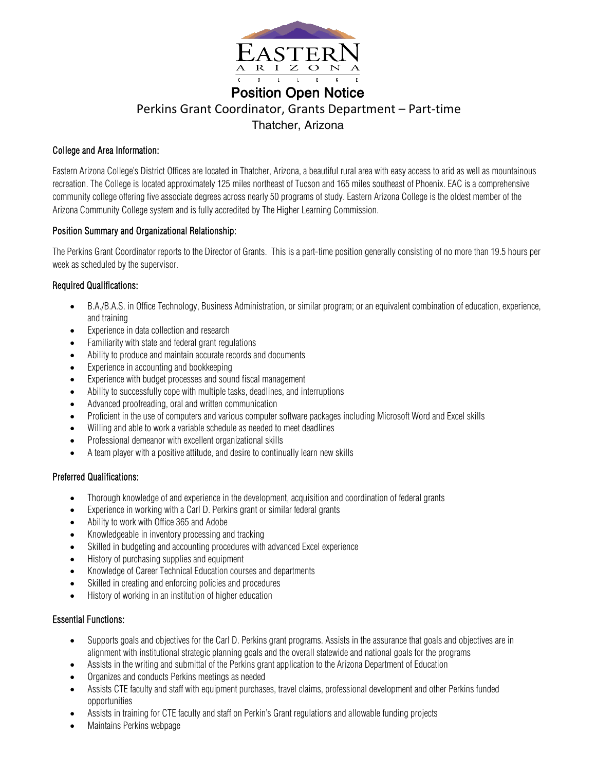EASTERN ARIZONA COLLEGE

# Position Open Notice

## Perkins Grant Coordinator, Grants Department – Part-time

Thatcher, Arizona

### College and Area Information:

Eastern Arizona College's District Offices are located in Thatcher, Arizona, a beautiful rural area with easy access to arid as well as mountainous recreation. The College is located approximately 125 miles northeast of Tucson and 165 miles southeast of Phoenix. EAC is a comprehensive community college offering five associate degrees across nearly 50 programs of study. Eastern Arizona College is the oldest member of the Arizona Community College system and is fully accredited by The Higher Learning Commission.

### Position Summary and Organizational Relationship:

The Perkins Grant Coordinator reports to the Director of Grants. This is a part-time position generally consisting of no more than 19.5 hours per week as scheduled by the supervisor.

### Required Qualifications:

- B.A./B.A.S. in Office Technology, Business Administration, or similar program; or an equivalent combination of education, experience, and training
- Experience in data collection and research
- Familiarity with state and federal grant regulations
- Ability to produce and maintain accurate records and documents
- Experience in accounting and bookkeeping
- Experience with budget processes and sound fiscal management
- Ability to successfully cope with multiple tasks, deadlines, and interruptions
- Advanced proofreading, oral and written communication
- Proficient in the use of computers and various computer software packages including Microsoft Word and Excel skills
- Willing and able to work a variable schedule as needed to meet deadlines
- Professional demeanor with excellent organizational skills
- A team player with a positive attitude, and desire to continually learn new skills

### Preferred Qualifications:

- Thorough knowledge of and experience in the development, acquisition and coordination of federal grants
- Experience in working with a Carl D. Perkins grant or similar federal grants
- Ability to work with Office 365 and Adobe
- Knowledgeable in inventory processing and tracking
- Skilled in budgeting and accounting procedures with advanced Excel experience
- History of purchasing supplies and equipment
- Knowledge of Career Technical Education courses and departments
- Skilled in creating and enforcing policies and procedures
- History of working in an institution of higher education

### Essential Functions:

- Supports goals and objectives for the Carl D. Perkins grant programs. Assists in the assurance that goals and objectives are in alignment with institutional strategic planning goals and the overall statewide and national goals for the programs
- Assists in the writing and submittal of the Perkins grant application to the Arizona Department of Education
- Organizes and conducts Perkins meetings as needed
- Assists CTE faculty and staff with equipment purchases, travel claims, professional development and other Perkins funded opportunities
- Assists in training for CTE faculty and staff on Perkin's Grant regulations and allowable funding projects
- Maintains Perkins webpage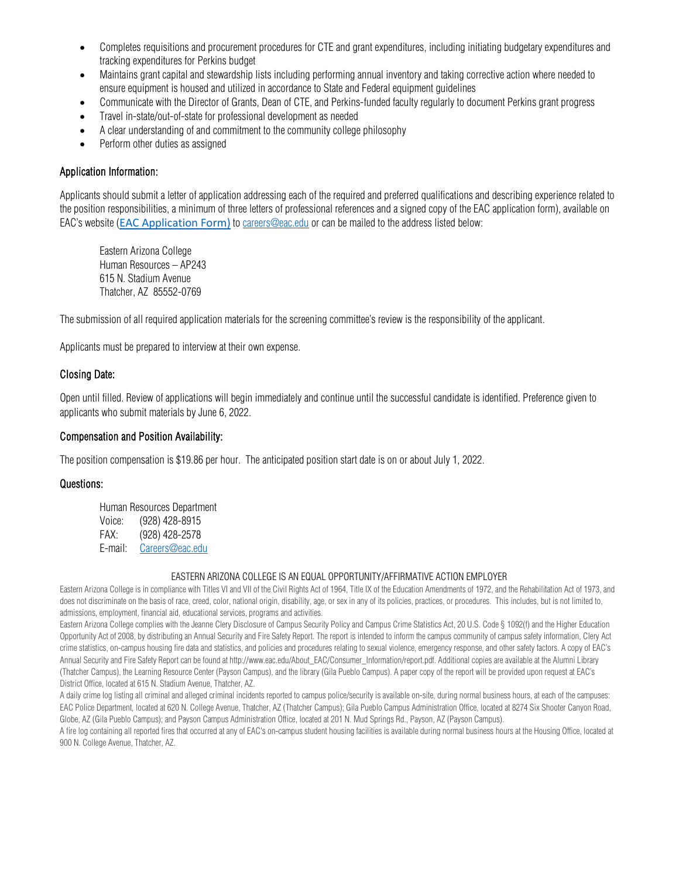- Completes requisitions and procurement procedures for CTE and grant expenditures, including initiating budgetary expenditures and tracking expenditures for Perkins budget
- Maintains grant capital and stewardship lists including performing annual inventory and taking corrective action where needed to ensure equipment is housed and utilized in accordance to State and Federal equipment guidelines
- Communicate with the Director of Grants, Dean of CTE, and Perkins-funded faculty regularly to document Perkins grant progress
- Travel in-state/out-of-state for professional development as needed
- A clear understanding of and commitment to the community college philosophy
- Perform other duties as assigned

## Application Information:

Applicants should submit a letter of application addressing each of the required and preferred qualifications and describing experience related to the position responsibilities, a minimum of three letters of professional references and a signed copy of the EAC application form), available on EAC's website (EAC Application Form) to careers@eac.edu or can be mailed to the address listed below:

Eastern Arizona College
Human Resources – AP243
615 N. Stadium Avenue
Thatcher, AZ 85552-0769

The submission of all required application materials for the screening committee's review is the responsibility of the applicant.

Applicants must be prepared to interview at their own expense.

## Closing Date:

Open until filled. Review of applications will begin immediately and continue until the successful candidate is identified. Preference given to applicants who submit materials by June 6, 2022.

## Compensation and Position Availability:

The position compensation is $19.86 per hour. The anticipated position start date is on or about July 1, 2022.

## Questions:

Human Resources Department
Voice: (928) 428-8915
FAX: (928) 428-2578
E-mail: Careers@eac.edu

EASTERN ARIZONA COLLEGE IS AN EQUAL OPPORTUNITY/AFFIRMATIVE ACTION EMPLOYER

Eastern Arizona College is in compliance with Titles VI and VII of the Civil Rights Act of 1964, Title IX of the Education Amendments of 1972, and the Rehabilitation Act of 1973, and does not discriminate on the basis of race, creed, color, national origin, disability, age, or sex in any of its policies, practices, or procedures. This includes, but is not limited to, admissions, employment, financial aid, educational services, programs and activities.

Eastern Arizona College complies with the Jeanne Clery Disclosure of Campus Security Policy and Campus Crime Statistics Act, 20 U.S. Code § 1092(f) and the Higher Education Opportunity Act of 2008, by distributing an Annual Security and Fire Safety Report. The report is intended to inform the campus community of campus safety information, Clery Act crime statistics, on-campus housing fire data and statistics, and policies and procedures relating to sexual violence, emergency response, and other safety factors. A copy of EAC's Annual Security and Fire Safety Report can be found at http://www.eac.edu/About_EAC/Consumer_Information/report.pdf. Additional copies are available at the Alumni Library (Thatcher Campus), the Learning Resource Center (Payson Campus), and the library (Gila Pueblo Campus). A paper copy of the report will be provided upon request at EAC's District Office, located at 615 N. Stadium Avenue, Thatcher, AZ.

A daily crime log listing all criminal and alleged criminal incidents reported to campus police/security is available on-site, during normal business hours, at each of the campuses: EAC Police Department, located at 620 N. College Avenue, Thatcher, AZ (Thatcher Campus); Gila Pueblo Campus Administration Office, located at 8274 Six Shooter Canyon Road, Globe, AZ (Gila Pueblo Campus); and Payson Campus Administration Office, located at 201 N. Mud Springs Rd., Payson, AZ (Payson Campus).

A fire log containing all reported fires that occurred at any of EAC's on-campus student housing facilities is available during normal business hours at the Housing Office, located at 900 N. College Avenue, Thatcher, AZ.